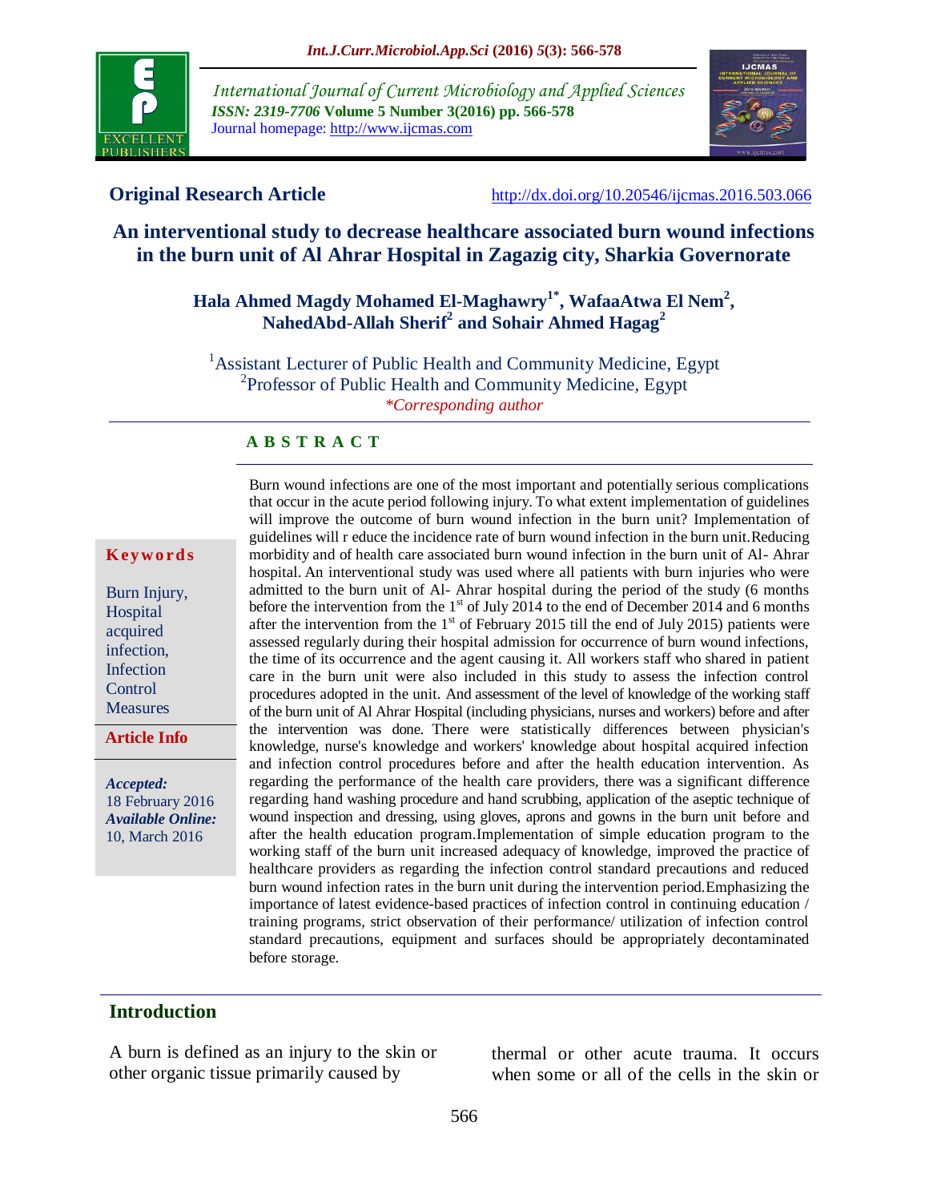**Original Research Article** http://dx.doi.org/10.20546/ijcmas.2016.503.066

# An interventional study to decrease healthcare associated burn wound infections in the burn unit of Al Ahrar Hospital in Zagazig city, Sharkia Governorate

**Hala Ahmed Magdy Mohamed El-Maghawry[1*], WafaaAtwa El Nem[2], NahedAbd-Allah Sherif[2] and Sohair Ahmed Hagag[2]**

[1]Assistant Lecturer of Public Health and Community Medicine, Egypt
[2]Professor of Public Health and Community Medicine, Egypt
*Corresponding author*

## A B S T R A C T

**Keywords**

Burn Injury, Hospital acquired infection, Infection Control Measures

**Article Info**

*Accepted:* 18 February 2016
*Available Online:* 10, March 2016

Burn wound infections are one of the most important and potentially serious complications that occur in the acute period following injury. To what extent implementation of guidelines will improve the outcome of burn wound infection in the burn unit? Implementation of guidelines will r educe the incidence rate of burn wound infection in the burn unit.Reducing morbidity and of health care associated burn wound infection in the burn unit of Al- Ahrar hospital. An interventional study was used where all patients with burn injuries who were admitted to the burn unit of Al- Ahrar hospital during the period of the study (6 months before the intervention from the 1st of July 2014 to the end of December 2014 and 6 months after the intervention from the 1st of February 2015 till the end of July 2015) patients were assessed regularly during their hospital admission for occurrence of burn wound infections, the time of its occurrence and the agent causing it. All workers staff who shared in patient care in the burn unit were also included in this study to assess the infection control procedures adopted in the unit. And assessment of the level of knowledge of the working staff of the burn unit of Al Ahrar Hospital (including physicians, nurses and workers) before and after the intervention was done. There were statistically differences between physician's knowledge, nurse's knowledge and workers' knowledge about hospital acquired infection and infection control procedures before and after the health education intervention. As regarding the performance of the health care providers, there was a significant difference regarding hand washing procedure and hand scrubbing, application of the aseptic technique of wound inspection and dressing, using gloves, aprons and gowns in the burn unit before and after the health education program.Implementation of simple education program to the working staff of the burn unit increased adequacy of knowledge, improved the practice of healthcare providers as regarding the infection control standard precautions and reduced burn wound infection rates in the burn unit during the intervention period.Emphasizing the importance of latest evidence-based practices of infection control in continuing education / training programs, strict observation of their performance/ utilization of infection control standard precautions, equipment and surfaces should be appropriately decontaminated before storage.

## Introduction

A burn is defined as an injury to the skin or other organic tissue primarily caused by thermal or other acute trauma. It occurs when some or all of the cells in the skin or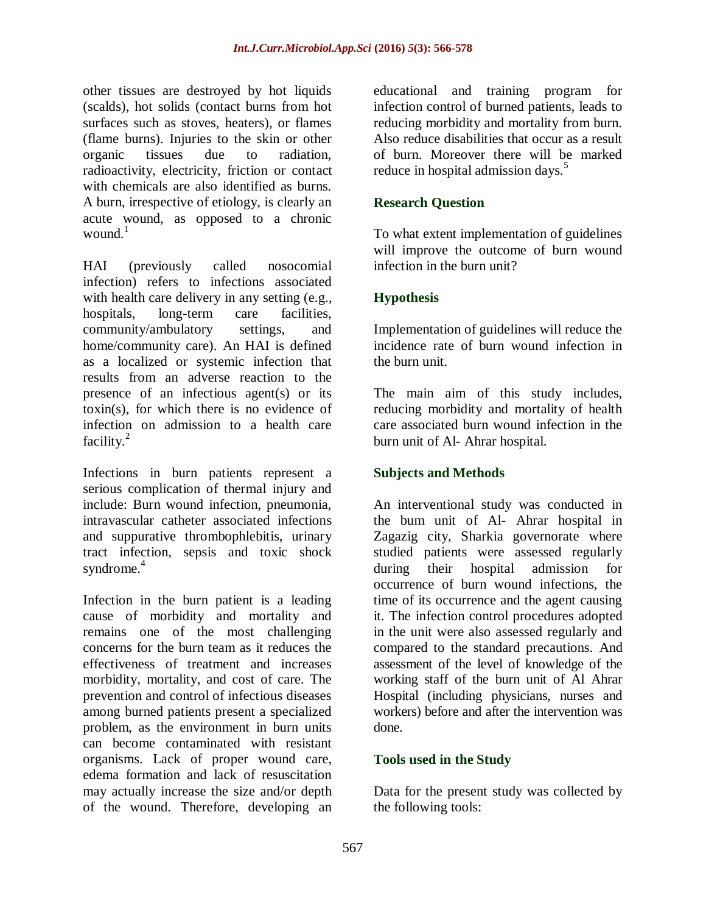other tissues are destroyed by hot liquids (scalds), hot solids (contact burns from hot surfaces such as stoves, heaters), or flames (flame burns). Injuries to the skin or other organic tissues due to radiation, radioactivity, electricity, friction or contact with chemicals are also identified as burns. A burn, irrespective of etiology, is clearly an acute wound, as opposed to a chronic wound.[1]

HAI (previously called nosocomial infection) refers to infections associated with health care delivery in any setting (e.g., hospitals, long-term care facilities, community/ambulatory settings, and home/community care). An HAI is defined as a localized or systemic infection that results from an adverse reaction to the presence of an infectious agent(s) or its toxin(s), for which there is no evidence of infection on admission to a health care facility.[2]

Infections in burn patients represent a serious complication of thermal injury and include: Burn wound infection, pneumonia, intravascular catheter associated infections and suppurative thrombophlebitis, urinary tract infection, sepsis and toxic shock syndrome.[4]

Infection in the burn patient is a leading cause of morbidity and mortality and remains one of the most challenging concerns for the burn team as it reduces the effectiveness of treatment and increases morbidity, mortality, and cost of care. The prevention and control of infectious diseases among burned patients present a specialized problem, as the environment in burn units can become contaminated with resistant organisms. Lack of proper wound care, edema formation and lack of resuscitation may actually increase the size and/or depth of the wound. Therefore, developing an educational and training program for infection control of burned patients, leads to reducing morbidity and mortality from burn. Also reduce disabilities that occur as a result of burn. Moreover there will be marked reduce in hospital admission days.[5]

## Research Question

To what extent implementation of guidelines will improve the outcome of burn wound infection in the burn unit?

## Hypothesis

Implementation of guidelines will reduce the incidence rate of burn wound infection in the burn unit.

The main aim of this study includes, reducing morbidity and mortality of health care associated burn wound infection in the burn unit of Al- Ahrar hospital.

## Subjects and Methods

An interventional study was conducted in the bum unit of Al- Ahrar hospital in Zagazig city, Sharkia governorate where studied patients were assessed regularly during their hospital admission for occurrence of burn wound infections, the time of its occurrence and the agent causing it. The infection control procedures adopted in the unit were also assessed regularly and compared to the standard precautions. And assessment of the level of knowledge of the working staff of the burn unit of Al Ahrar Hospital (including physicians, nurses and workers) before and after the intervention was done.

## Tools used in the Study

Data for the present study was collected by the following tools: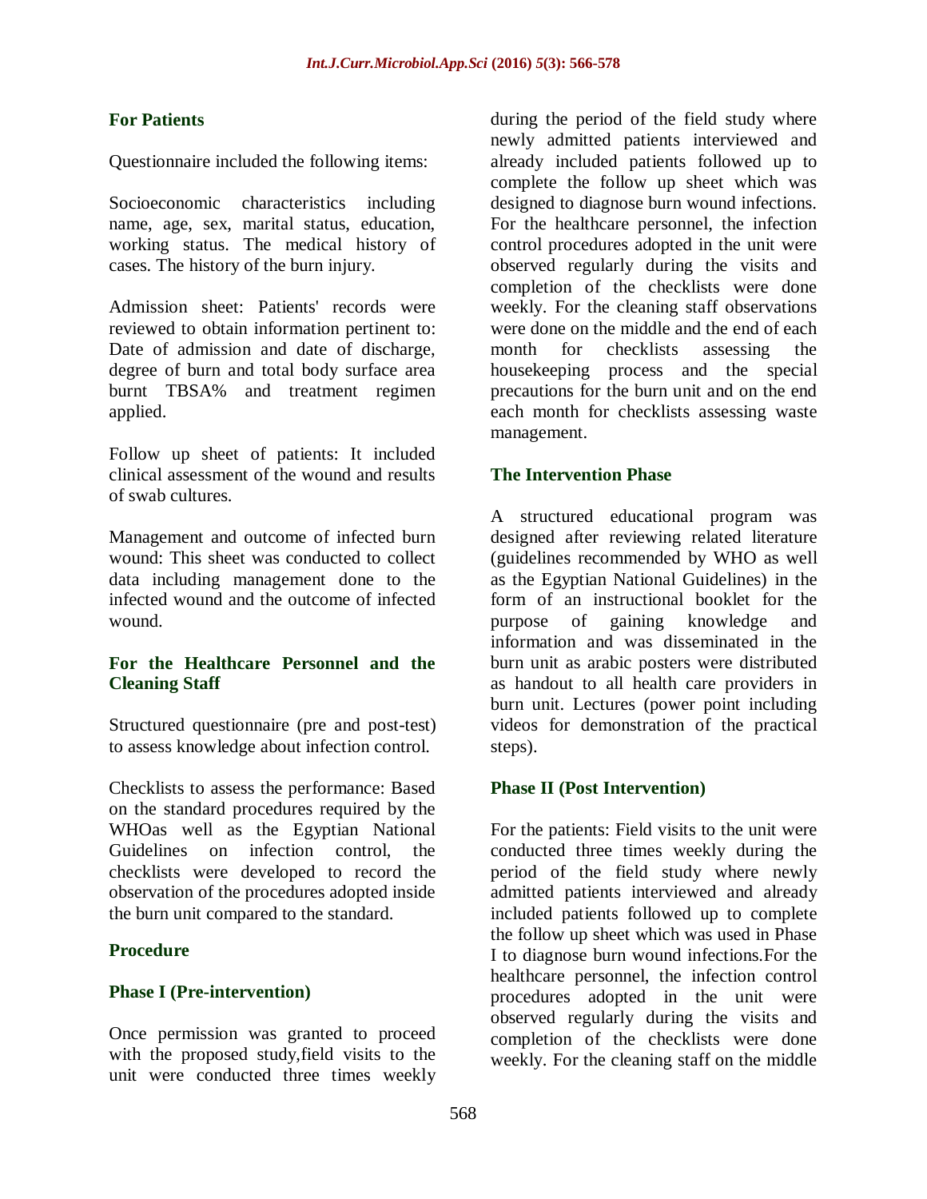### For Patients

Questionnaire included the following items:

Socioeconomic characteristics including name, age, sex, marital status, education, working status. The medical history of cases. The history of the burn injury.

Admission sheet: Patients' records were reviewed to obtain information pertinent to: Date of admission and date of discharge, degree of burn and total body surface area burnt TBSA% and treatment regimen applied.

Follow up sheet of patients: It included clinical assessment of the wound and results of swab cultures.

Management and outcome of infected burn wound: This sheet was conducted to collect data including management done to the infected wound and the outcome of infected wound.

### For the Healthcare Personnel and the Cleaning Staff

Structured questionnaire (pre and post-test) to assess knowledge about infection control.

Checklists to assess the performance: Based on the standard procedures required by the WHOas well as the Egyptian National Guidelines on infection control, the checklists were developed to record the observation of the procedures adopted inside the burn unit compared to the standard.

### Procedure

### Phase I (Pre-intervention)

Once permission was granted to proceed with the proposed study,field visits to the unit were conducted three times weekly during the period of the field study where newly admitted patients interviewed and already included patients followed up to complete the follow up sheet which was designed to diagnose burn wound infections. For the healthcare personnel, the infection control procedures adopted in the unit were observed regularly during the visits and completion of the checklists were done weekly. For the cleaning staff observations were done on the middle and the end of each month for checklists assessing the housekeeping process and the special precautions for the burn unit and on the end each month for checklists assessing waste management.

### The Intervention Phase

A structured educational program was designed after reviewing related literature (guidelines recommended by WHO as well as the Egyptian National Guidelines) in the form of an instructional booklet for the purpose of gaining knowledge and information and was disseminated in the burn unit as arabic posters were distributed as handout to all health care providers in burn unit. Lectures (power point including videos for demonstration of the practical steps).

### Phase II (Post Intervention)

For the patients: Field visits to the unit were conducted three times weekly during the period of the field study where newly admitted patients interviewed and already included patients followed up to complete the follow up sheet which was used in Phase I to diagnose burn wound infections.For the healthcare personnel, the infection control procedures adopted in the unit were observed regularly during the visits and completion of the checklists were done weekly. For the cleaning staff on the middle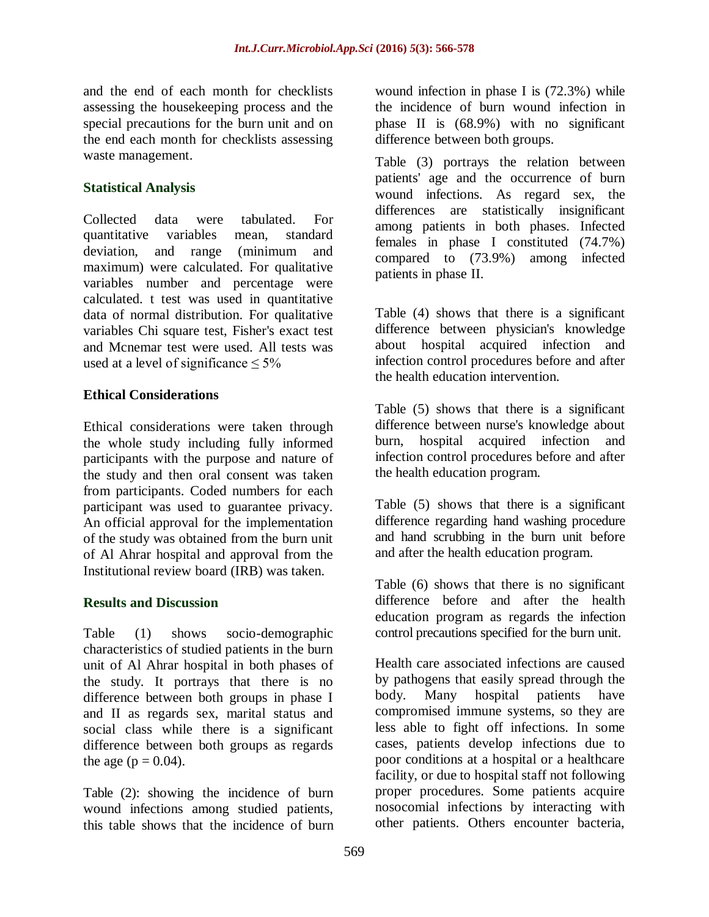and the end of each month for checklists assessing the housekeeping process and the special precautions for the burn unit and on the end each month for checklists assessing waste management.

### Statistical Analysis

Collected data were tabulated. For quantitative variables mean, standard deviation, and range (minimum and maximum) were calculated. For qualitative variables number and percentage were calculated. t test was used in quantitative data of normal distribution. For qualitative variables Chi square test, Fisher's exact test and Mcnemar test were used. All tests was used at a level of significance $\leq 5\%$

### Ethical Considerations

Ethical considerations were taken through the whole study including fully informed participants with the purpose and nature of the study and then oral consent was taken from participants. Coded numbers for each participant was used to guarantee privacy. An official approval for the implementation of the study was obtained from the burn unit of Al Ahrar hospital and approval from the Institutional review board (IRB) was taken.

### Results and Discussion

Table (1) shows socio-demographic characteristics of studied patients in the burn unit of Al Ahrar hospital in both phases of the study. It portrays that there is no difference between both groups in phase I and II as regards sex, marital status and social class while there is a significant difference between both groups as regards the age ($p = 0.04$).

Table (2): showing the incidence of burn wound infections among studied patients, this table shows that the incidence of burn wound infection in phase I is (72.3%) while the incidence of burn wound infection in phase II is (68.9%) with no significant difference between both groups.

Table (3) portrays the relation between patients' age and the occurrence of burn wound infections. As regard sex, the differences are statistically insignificant among patients in both phases. Infected females in phase I constituted (74.7%) compared to (73.9%) among infected patients in phase II.

Table (4) shows that there is a significant difference between physician's knowledge about hospital acquired infection and infection control procedures before and after the health education intervention.

Table (5) shows that there is a significant difference between nurse's knowledge about burn, hospital acquired infection and infection control procedures before and after the health education program.

Table (5) shows that there is a significant difference regarding hand washing procedure and hand scrubbing in the burn unit before and after the health education program.

Table (6) shows that there is no significant difference before and after the health education program as regards the infection control precautions specified for the burn unit.

Health care associated infections are caused by pathogens that easily spread through the body. Many hospital patients have compromised immune systems, so they are less able to fight off infections. In some cases, patients develop infections due to poor conditions at a hospital or a healthcare facility, or due to hospital staff not following proper procedures. Some patients acquire nosocomial infections by interacting with other patients. Others encounter bacteria,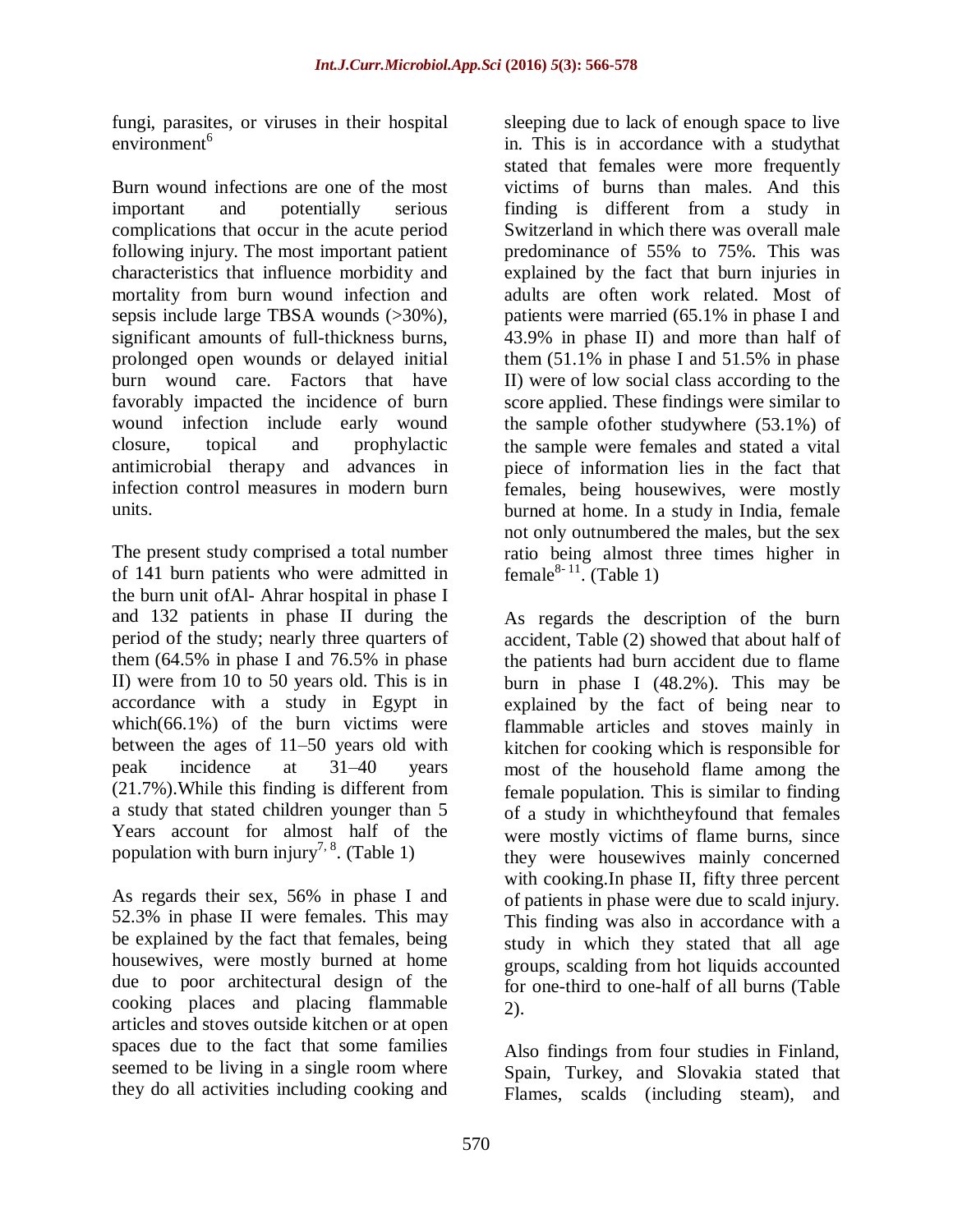fungi, parasites, or viruses in their hospital environment[6]

Burn wound infections are one of the most important and potentially serious complications that occur in the acute period following injury. The most important patient characteristics that influence morbidity and mortality from burn wound infection and sepsis include large TBSA wounds (>30%), significant amounts of full-thickness burns, prolonged open wounds or delayed initial burn wound care. Factors that have favorably impacted the incidence of burn wound infection include early wound closure, topical and prophylactic antimicrobial therapy and advances in infection control measures in modern burn units.

The present study comprised a total number of 141 burn patients who were admitted in the burn unit ofAl- Ahrar hospital in phase I and 132 patients in phase II during the period of the study; nearly three quarters of them (64.5% in phase I and 76.5% in phase II) were from 10 to 50 years old. This is in accordance with a study in Egypt in which(66.1%) of the burn victims were between the ages of 11–50 years old with peak incidence at 31–40 years (21.7%).While this finding is different from a study that stated children younger than 5 Years account for almost half of the population with burn injury[7, 8]. (Table 1)

As regards their sex, 56% in phase I and 52.3% in phase II were females. This may be explained by the fact that females, being housewives, were mostly burned at home due to poor architectural design of the cooking places and placing flammable articles and stoves outside kitchen or at open spaces due to the fact that some families seemed to be living in a single room where they do all activities including cooking and sleeping due to lack of enough space to live in. This is in accordance with a studythat stated that females were more frequently victims of burns than males. And this finding is different from a study in Switzerland in which there was overall male predominance of 55% to 75%. This was explained by the fact that burn injuries in adults are often work related. Most of patients were married (65.1% in phase I and 43.9% in phase II) and more than half of them (51.1% in phase I and 51.5% in phase II) were of low social class according to the score applied. These findings were similar to the sample ofother studywhere (53.1%) of the sample were females and stated a vital piece of information lies in the fact that females, being housewives, were mostly burned at home. In a study in India, female not only outnumbered the males, but the sex ratio being almost three times higher in female[8- 11]. (Table 1)

As regards the description of the burn accident, Table (2) showed that about half of the patients had burn accident due to flame burn in phase I (48.2%). This may be explained by the fact of being near to flammable articles and stoves mainly in kitchen for cooking which is responsible for most of the household flame among the female population. This is similar to finding of a study in whichtheyfound that females were mostly victims of flame burns, since they were housewives mainly concerned with cooking.In phase II, fifty three percent of patients in phase were due to scald injury. This finding was also in accordance with a study in which they stated that all age groups, scalding from hot liquids accounted for one-third to one-half of all burns (Table 2).

Also findings from four studies in Finland, Spain, Turkey, and Slovakia stated that Flames, scalds (including steam), and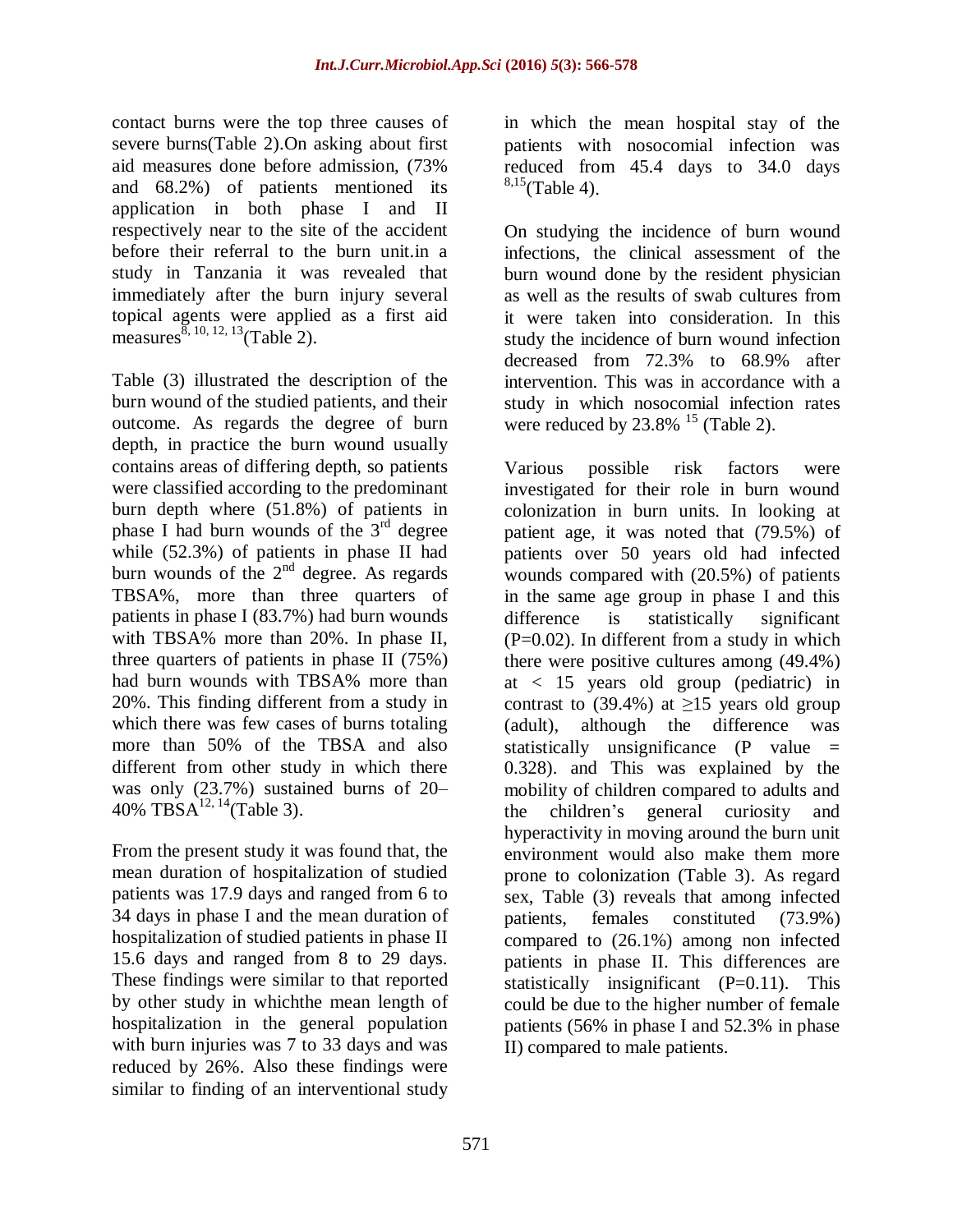contact burns were the top three causes of severe burns(Table 2).On asking about first aid measures done before admission, (73% and 68.2%) of patients mentioned its application in both phase I and II respectively near to the site of the accident before their referral to the burn unit.in a study in Tanzania it was revealed that immediately after the burn injury several topical agents were applied as a first aid measures[8, 10, 12, 13](Table 2).

Table (3) illustrated the description of the burn wound of the studied patients, and their outcome. As regards the degree of burn depth, in practice the burn wound usually contains areas of differing depth, so patients were classified according to the predominant burn depth where (51.8%) of patients in phase I had burn wounds of the 3rd degree while (52.3%) of patients in phase II had burn wounds of the 2nd degree. As regards TBSA%, more than three quarters of patients in phase I (83.7%) had burn wounds with TBSA% more than 20%. In phase II, three quarters of patients in phase II (75%) had burn wounds with TBSA% more than 20%. This finding different from a study in which there was few cases of burns totaling more than 50% of the TBSA and also different from other study in which there was only (23.7%) sustained burns of 20–40% TBSA[12, 14](Table 3).

From the present study it was found that, the mean duration of hospitalization of studied patients was 17.9 days and ranged from 6 to 34 days in phase I and the mean duration of hospitalization of studied patients in phase II 15.6 days and ranged from 8 to 29 days. These findings were similar to that reported by other study in whichthe mean length of hospitalization in the general population with burn injuries was 7 to 33 days and was reduced by 26%. Also these findings were similar to finding of an interventional study in which the mean hospital stay of the patients with nosocomial infection was reduced from 45.4 days to 34.0 days [8,15](Table 4).

On studying the incidence of burn wound infections, the clinical assessment of the burn wound done by the resident physician as well as the results of swab cultures from it were taken into consideration. In this study the incidence of burn wound infection decreased from 72.3% to 68.9% after intervention. This was in accordance with a study in which nosocomial infection rates were reduced by 23.8% [15] (Table 2).

Various possible risk factors were investigated for their role in burn wound colonization in burn units. In looking at patient age, it was noted that (79.5%) of patients over 50 years old had infected wounds compared with (20.5%) of patients in the same age group in phase I and this difference is statistically significant (P=0.02). In different from a study in which there were positive cultures among (49.4%) at < 15 years old group (pediatric) in contrast to (39.4%) at ≥15 years old group (adult), although the difference was statistically unsignificance (P value = 0.328). and This was explained by the mobility of children compared to adults and the children's general curiosity and hyperactivity in moving around the burn unit environment would also make them more prone to colonization (Table 3). As regard sex, Table (3) reveals that among infected patients, females constituted (73.9%) compared to (26.1%) among non infected patients in phase II. This differences are statistically insignificant (P=0.11). This could be due to the higher number of female patients (56% in phase I and 52.3% in phase II) compared to male patients.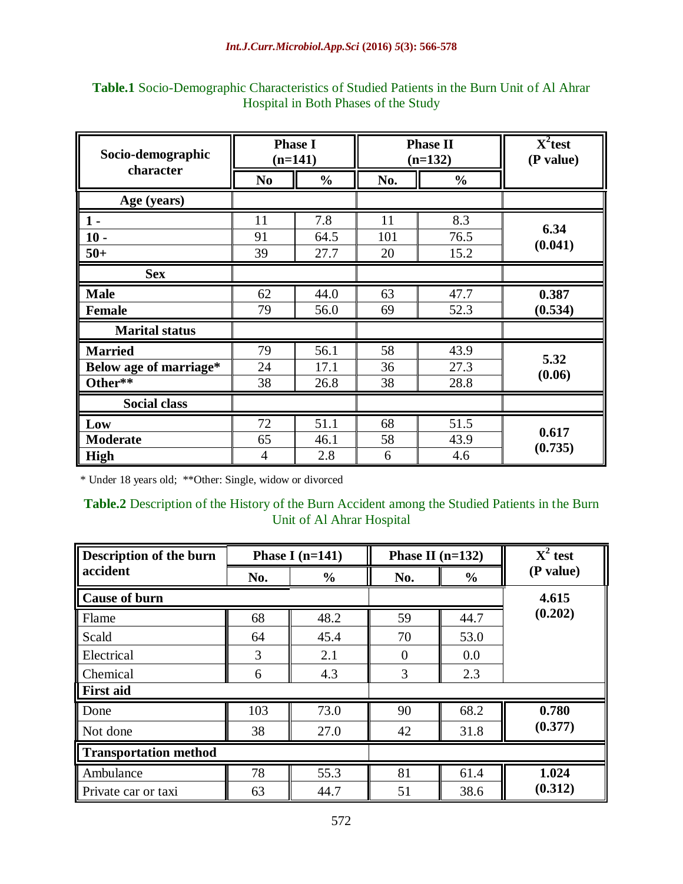**Table.1** Socio-Demographic Characteristics of Studied Patients in the Burn Unit of Al Ahrar Hospital in Both Phases of the Study

| Socio-demographic character | Phase I (n=141) | | Phase II (n=132) | | $X^2$ test (P value) |
|---|---|---|---|---|---|
| | No | % | No. | % | |
| **Age (years)** | | | | | |
| **1 -** | 11 | 7.8 | 11 | 8.3 | **6.34 (0.041)** |
| **10 -** | 91 | 64.5 | 101 | 76.5 | |
| **50+** | 39 | 27.7 | 20 | 15.2 | |
| **Sex** | | | | | |
| **Male** | 62 | 44.0 | 63 | 47.7 | **0.387 (0.534)** |
| **Female** | 79 | 56.0 | 69 | 52.3 | |
| **Marital status** | | | | | |
| **Married** | 79 | 56.1 | 58 | 43.9 | **5.32 (0.06)** |
| **Below age of marriage*** | 24 | 17.1 | 36 | 27.3 | |
| **Other**** | 38 | 26.8 | 38 | 28.8 | |
| **Social class** | | | | | |
| **Low** | 72 | 51.1 | 68 | 51.5 | **0.617 (0.735)** |
| **Moderate** | 65 | 46.1 | 58 | 43.9 | |
| **High** | 4 | 2.8 | 6 | 4.6 | |

* Under 18 years old; **Other: Single, widow or divorced

**Table.2** Description of the History of the Burn Accident among the Studied Patients in the Burn Unit of Al Ahrar Hospital

| Description of the burn accident | Phase I (n=141) | | Phase II (n=132) | | $X^2$ test (P value) |
|---|---|---|---|---|---|
| | No. | % | No. | % | |
| **Cause of burn** | | | | | **4.615 (0.202)** |
| Flame | 68 | 48.2 | 59 | 44.7 | |
| Scald | 64 | 45.4 | 70 | 53.0 | |
| Electrical | 3 | 2.1 | 0 | 0.0 | |
| Chemical | 6 | 4.3 | 3 | 2.3 | |
| **First aid** | | | | | |
| Done | 103 | 73.0 | 90 | 68.2 | **0.780 (0.377)** |
| Not done | 38 | 27.0 | 42 | 31.8 | |
| **Transportation method** | | | | | |
| Ambulance | 78 | 55.3 | 81 | 61.4 | **1.024 (0.312)** |
| Private car or taxi | 63 | 44.7 | 51 | 38.6 | |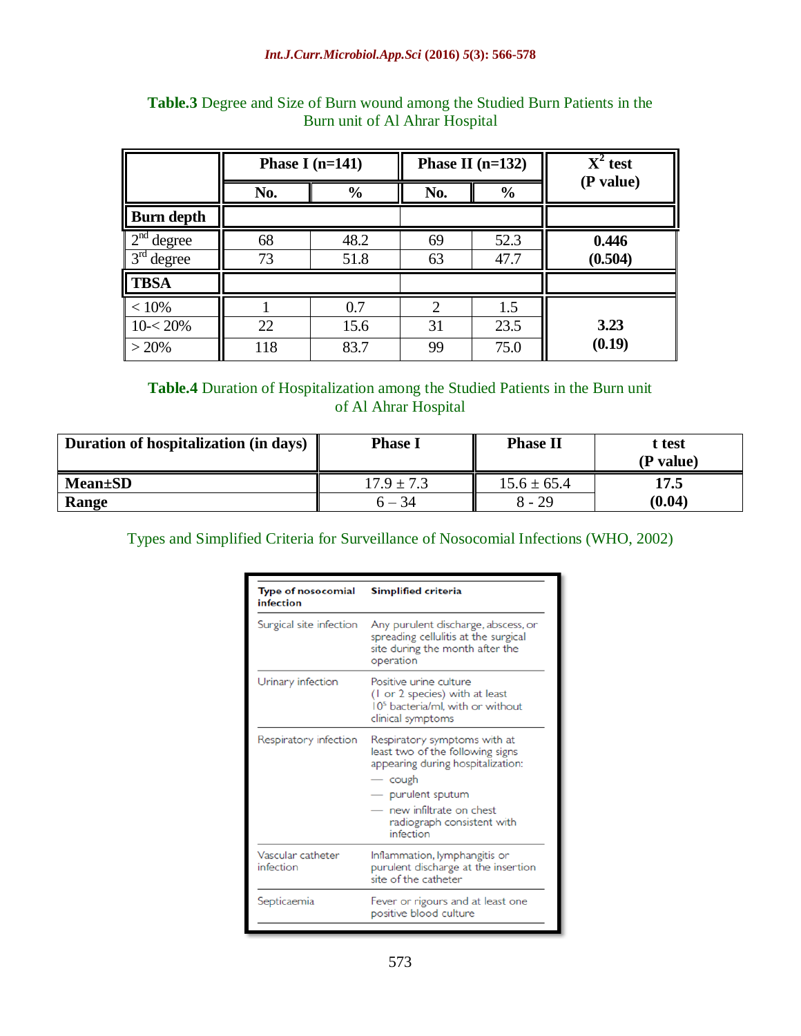**Table.3** Degree and Size of Burn wound among the Studied Burn Patients in the Burn unit of Al Ahrar Hospital

| | Phase I (n=141) | | Phase II (n=132) | | $X^2$ test (P value) |
|---|---|---|---|---|---|
| | No. | % | No. | % | |
| **Burn depth** | | | | | |
| 2nd degree | 68 | 48.2 | 69 | 52.3 | **0.446** |
| 3rd degree | 73 | 51.8 | 63 | 47.7 | **(0.504)** |
| **TBSA** | | | | | |
| < 10% | 1 | 0.7 | 2 | 1.5 | |
| 10-< 20% | 22 | 15.6 | 31 | 23.5 | **3.23** |
| > 20% | 118 | 83.7 | 99 | 75.0 | **(0.19)** |

**Table.4** Duration of Hospitalization among the Studied Patients in the Burn unit of Al Ahrar Hospital

| Duration of hospitalization (in days) | Phase I | Phase II | t test (P value) |
|---|---|---|---|
| **Mean±SD** | 17.9 ± 7.3 | 15.6 ± 65.4 | **17.5** |
| **Range** | 6 – 34 | 8 - 29 | **(0.04)** |

Types and Simplified Criteria for Surveillance of Nosocomial Infections (WHO, 2002)

| Type of nosocomial infection | Simplified criteria |
|---|---|
| Surgical site infection | Any purulent discharge, abscess, or spreading cellulitis at the surgical site during the month after the operation |
| Urinary infection | Positive urine culture (1 or 2 species) with at least $10^5$ bacteria/ml, with or without clinical symptoms |
| Respiratory infection | Respiratory symptoms with at least two of the following signs appearing during hospitalization: — cough — purulent sputum — new infiltrate on chest radiograph consistent with infection |
| Vascular catheter infection | Inflammation, lymphangitis or purulent discharge at the insertion site of the catheter |
| Septicaemia | Fever or rigours and at least one positive blood culture |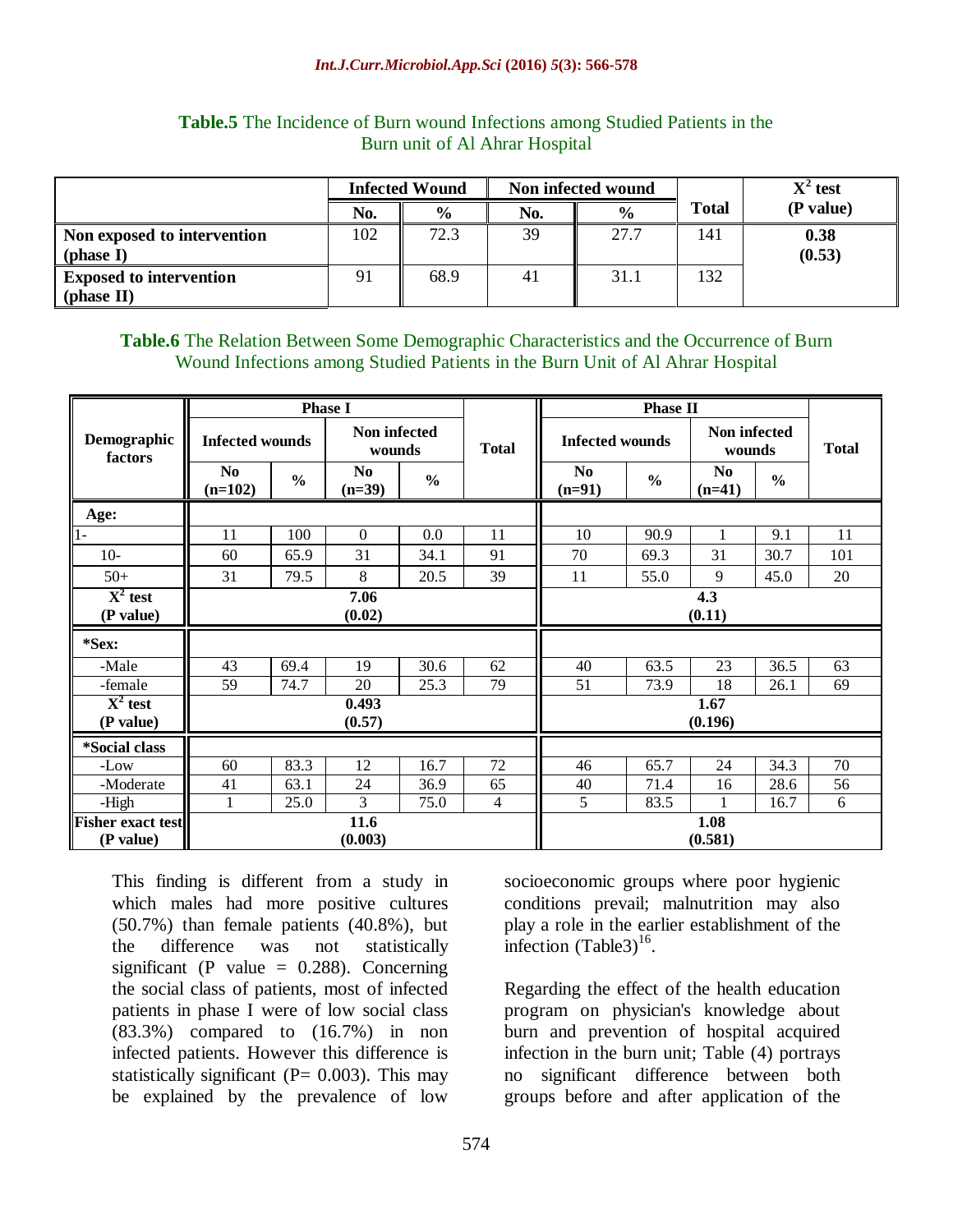**Table.5** The Incidence of Burn wound Infections among Studied Patients in the Burn unit of Al Ahrar Hospital

| | Infected Wound | | Non infected wound | | Total | $X^2$ test (P value) |
|---|---|---|---|---|---|---|
| | No. | % | No. | % | | |
| **Non exposed to intervention (phase I)** | 102 | 72.3 | 39 | 27.7 | 141 | **0.38 (0.53)** |
| **Exposed to intervention (phase II)** | 91 | 68.9 | 41 | 31.1 | 132 | |

**Table.6** The Relation Between Some Demographic Characteristics and the Occurrence of Burn Wound Infections among Studied Patients in the Burn Unit of Al Ahrar Hospital

| Demographic factors | Phase I | | | | | Phase II | | | | |
|---|---|---|---|---|---|---|---|---|---|---|
| | Infected wounds | | Non infected wounds | | Total | Infected wounds | | Non infected wounds | | Total |
| | No (n=102) | % | No (n=39) | % | | No (n=91) | % | No (n=41) | % | |
| **Age:** | | | | | | | | | | |
| 1- | 11 | 100 | 0 | 0.0 | 11 | 10 | 90.9 | 1 | 9.1 | 11 |
| 10- | 60 | 65.9 | 31 | 34.1 | 91 | 70 | 69.3 | 31 | 30.7 | 101 |
| 50+ | 31 | 79.5 | 8 | 20.5 | 39 | 11 | 55.0 | 9 | 45.0 | 20 |
| **$X^2$ test (P value)** | 7.06 (0.02) | | | | | 4.3 (0.11) | | | | |
| **\*Sex:** | | | | | | | | | | |
| -Male | 43 | 69.4 | 19 | 30.6 | 62 | 40 | 63.5 | 23 | 36.5 | 63 |
| -female | 59 | 74.7 | 20 | 25.3 | 79 | 51 | 73.9 | 18 | 26.1 | 69 |
| **$X^2$ test (P value)** | 0.493 (0.57) | | | | | 1.67 (0.196) | | | | |
| **\*Social class** | | | | | | | | | | |
| -Low | 60 | 83.3 | 12 | 16.7 | 72 | 46 | 65.7 | 24 | 34.3 | 70 |
| -Moderate | 41 | 63.1 | 24 | 36.9 | 65 | 40 | 71.4 | 16 | 28.6 | 56 |
| -High | 1 | 25.0 | 3 | 75.0 | 4 | 5 | 83.5 | 1 | 16.7 | 6 |
| **Fisher exact test (P value)** | 11.6 (0.003) | | | | | 1.08 (0.581) | | | | |

This finding is different from a study in which males had more positive cultures (50.7%) than female patients (40.8%), but the difference was not statistically significant (P value = 0.288). Concerning the social class of patients, most of infected patients in phase I were of low social class (83.3%) compared to (16.7%) in non infected patients. However this difference is statistically significant (P= 0.003). This may be explained by the prevalence of low socioeconomic groups where poor hygienic conditions prevail; malnutrition may also play a role in the earlier establishment of the infection (Table3)[16].

Regarding the effect of the health education program on physician's knowledge about burn and prevention of hospital acquired infection in the burn unit; Table (4) portrays no significant difference between both groups before and after application of the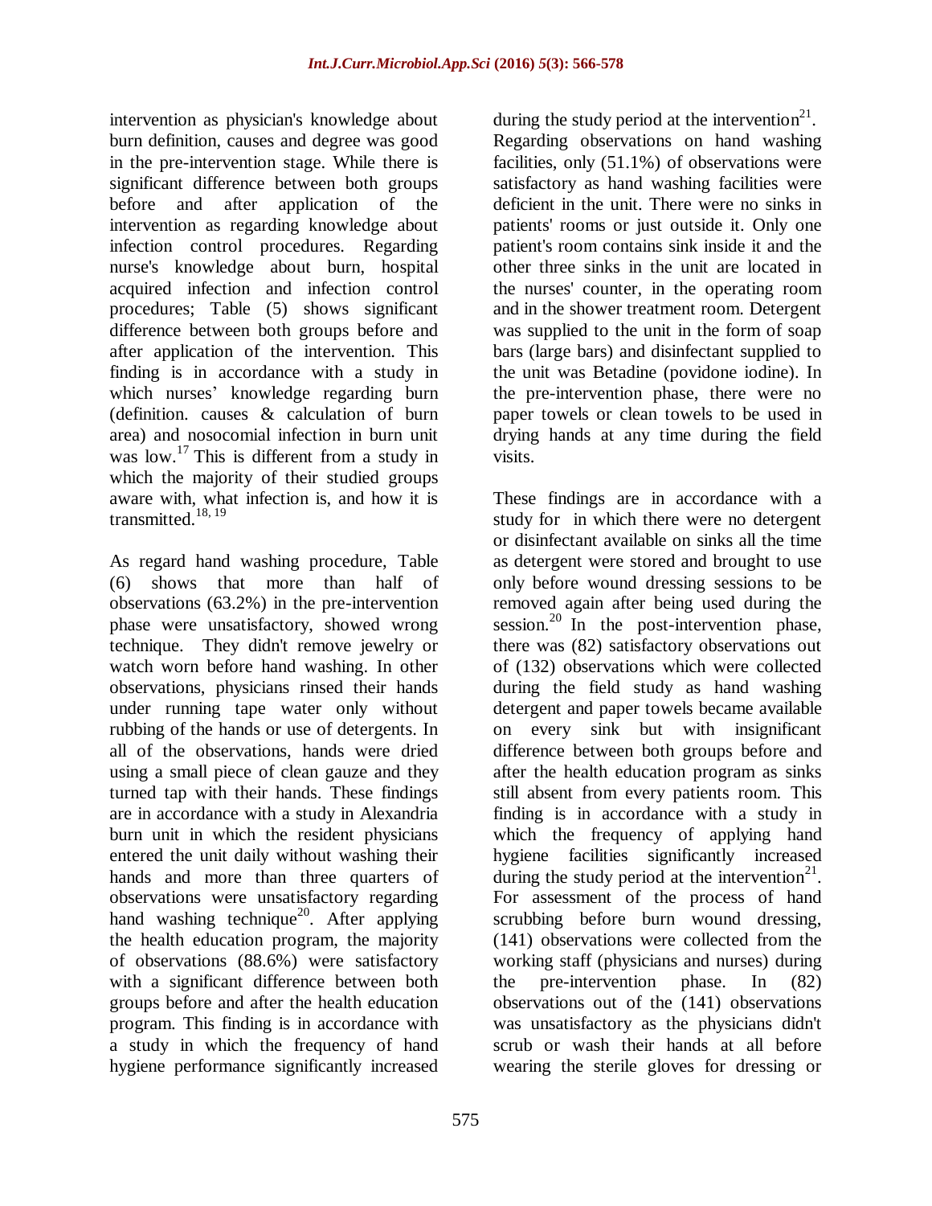intervention as physician's knowledge about burn definition, causes and degree was good in the pre-intervention stage. While there is significant difference between both groups before and after application of the intervention as regarding knowledge about infection control procedures. Regarding nurse's knowledge about burn, hospital acquired infection and infection control procedures; Table (5) shows significant difference between both groups before and after application of the intervention. This finding is in accordance with a study in which nurses' knowledge regarding burn (definition. causes & calculation of burn area) and nosocomial infection in burn unit was low.[17] This is different from a study in which the majority of their studied groups aware with, what infection is, and how it is transmitted.[18, 19]

As regard hand washing procedure, Table (6) shows that more than half of observations (63.2%) in the pre-intervention phase were unsatisfactory, showed wrong technique. They didn't remove jewelry or watch worn before hand washing. In other observations, physicians rinsed their hands under running tape water only without rubbing of the hands or use of detergents. In all of the observations, hands were dried using a small piece of clean gauze and they turned tap with their hands. These findings are in accordance with a study in Alexandria burn unit in which the resident physicians entered the unit daily without washing their hands and more than three quarters of observations were unsatisfactory regarding hand washing technique[20]. After applying the health education program, the majority of observations (88.6%) were satisfactory with a significant difference between both groups before and after the health education program. This finding is in accordance with a study in which the frequency of hand hygiene performance significantly increased during the study period at the intervention[21]. Regarding observations on hand washing facilities, only (51.1%) of observations were satisfactory as hand washing facilities were deficient in the unit. There were no sinks in patients' rooms or just outside it. Only one patient's room contains sink inside it and the other three sinks in the unit are located in the nurses' counter, in the operating room and in the shower treatment room. Detergent was supplied to the unit in the form of soap bars (large bars) and disinfectant supplied to the unit was Betadine (povidone iodine). In the pre-intervention phase, there were no paper towels or clean towels to be used in drying hands at any time during the field visits.

These findings are in accordance with a study for in which there were no detergent or disinfectant available on sinks all the time as detergent were stored and brought to use only before wound dressing sessions to be removed again after being used during the session.[20] In the post-intervention phase, there was (82) satisfactory observations out of (132) observations which were collected during the field study as hand washing detergent and paper towels became available on every sink but with insignificant difference between both groups before and after the health education program as sinks still absent from every patients room. This finding is in accordance with a study in which the frequency of applying hand hygiene facilities significantly increased during the study period at the intervention[21]. For assessment of the process of hand scrubbing before burn wound dressing, (141) observations were collected from the working staff (physicians and nurses) during the pre-intervention phase. In (82) observations out of the (141) observations was unsatisfactory as the physicians didn't scrub or wash their hands at all before wearing the sterile gloves for dressing or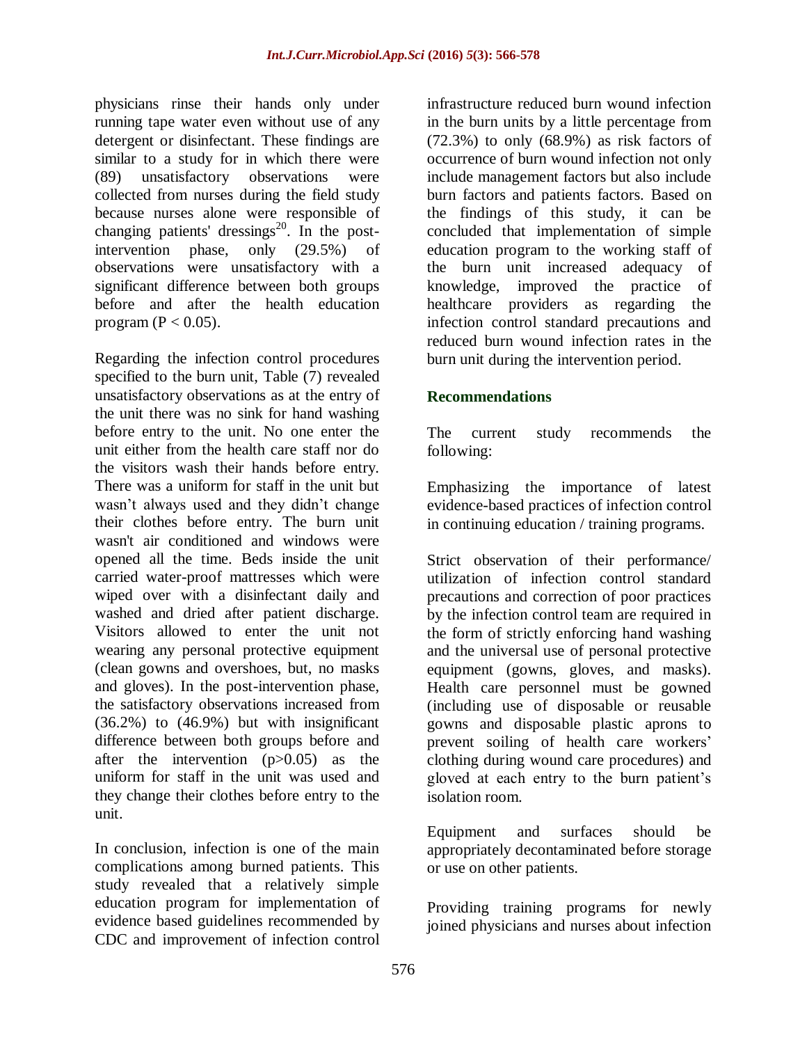physicians rinse their hands only under running tape water even without use of any detergent or disinfectant. These findings are similar to a study for in which there were (89) unsatisfactory observations were collected from nurses during the field study because nurses alone were responsible of changing patients' dressings[20]. In the post-intervention phase, only (29.5%) of observations were unsatisfactory with a significant difference between both groups before and after the health education program ($P < 0.05$).

Regarding the infection control procedures specified to the burn unit, Table (7) revealed unsatisfactory observations as at the entry of the unit there was no sink for hand washing before entry to the unit. No one enter the unit either from the health care staff nor do the visitors wash their hands before entry. There was a uniform for staff in the unit but wasn't always used and they didn't change their clothes before entry. The burn unit wasn't air conditioned and windows were opened all the time. Beds inside the unit carried water-proof mattresses which were wiped over with a disinfectant daily and washed and dried after patient discharge. Visitors allowed to enter the unit not wearing any personal protective equipment (clean gowns and overshoes, but, no masks and gloves). In the post-intervention phase, the satisfactory observations increased from (36.2%) to (46.9%) but with insignificant difference between both groups before and after the intervention ($p>0.05$) as the uniform for staff in the unit was used and they change their clothes before entry to the unit.

In conclusion, infection is one of the main complications among burned patients. This study revealed that a relatively simple education program for implementation of evidence based guidelines recommended by CDC and improvement of infection control infrastructure reduced burn wound infection in the burn units by a little percentage from (72.3%) to only (68.9%) as risk factors of occurrence of burn wound infection not only include management factors but also include burn factors and patients factors. Based on the findings of this study, it can be concluded that implementation of simple education program to the working staff of the burn unit increased adequacy of knowledge, improved the practice of healthcare providers as regarding the infection control standard precautions and reduced burn wound infection rates in the burn unit during the intervention period.

## Recommendations

The current study recommends the following:

Emphasizing the importance of latest evidence-based practices of infection control in continuing education / training programs.

Strict observation of their performance/ utilization of infection control standard precautions and correction of poor practices by the infection control team are required in the form of strictly enforcing hand washing and the universal use of personal protective equipment (gowns, gloves, and masks). Health care personnel must be gowned (including use of disposable or reusable gowns and disposable plastic aprons to prevent soiling of health care workers' clothing during wound care procedures) and gloved at each entry to the burn patient's isolation room.

Equipment and surfaces should be appropriately decontaminated before storage or use on other patients.

Providing training programs for newly joined physicians and nurses about infection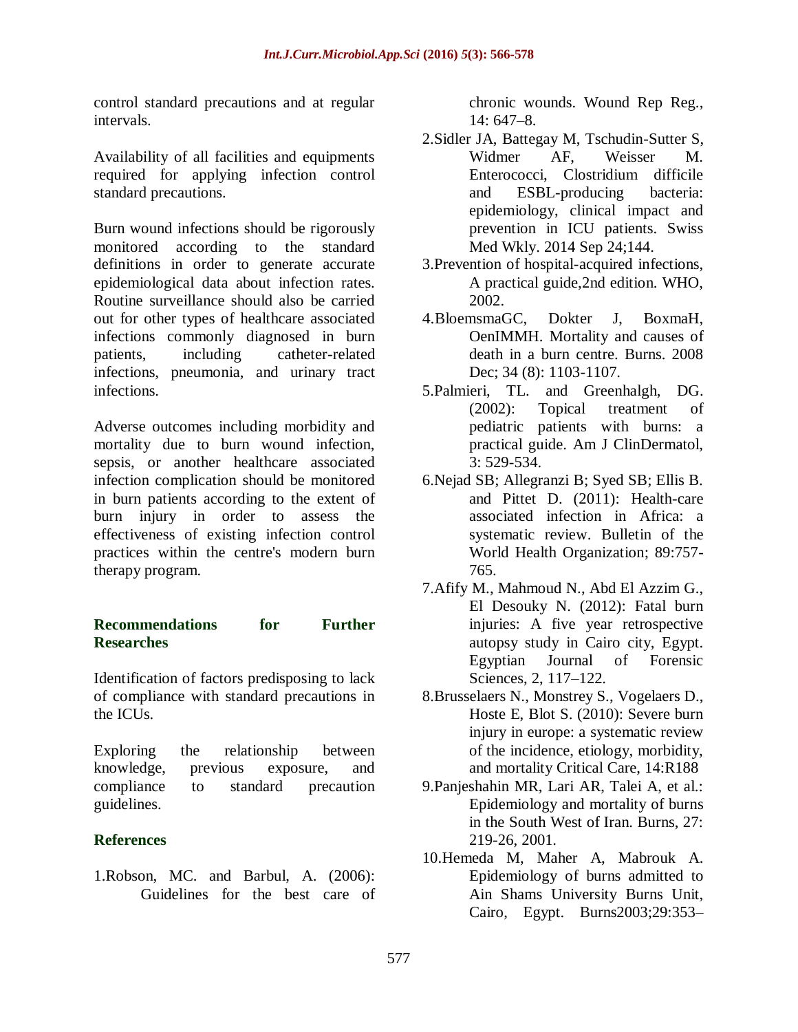control standard precautions and at regular intervals.

Availability of all facilities and equipments required for applying infection control standard precautions.

Burn wound infections should be rigorously monitored according to the standard definitions in order to generate accurate epidemiological data about infection rates. Routine surveillance should also be carried out for other types of healthcare associated infections commonly diagnosed in burn patients, including catheter-related infections, pneumonia, and urinary tract infections.

Adverse outcomes including morbidity and mortality due to burn wound infection, sepsis, or another healthcare associated infection complication should be monitored in burn patients according to the extent of burn injury in order to assess the effectiveness of existing infection control practices within the centre's modern burn therapy program.

## Recommendations for Further Researches

Identification of factors predisposing to lack of compliance with standard precautions in the ICUs.

Exploring the relationship between knowledge, previous exposure, and compliance to standard precaution guidelines.

## References

1.Robson, MC. and Barbul, A. (2006): Guidelines for the best care of chronic wounds. Wound Rep Reg., 14: 647–8.

2.Sidler JA, Battegay M, Tschudin-Sutter S, Widmer AF, Weisser M. Enterococci, Clostridium difficile and ESBL-producing bacteria: epidemiology, clinical impact and prevention in ICU patients. Swiss Med Wkly. 2014 Sep 24;144.

3.Prevention of hospital-acquired infections, A practical guide,2nd edition. WHO, 2002.

4.BloemsmaGC, Dokter J, BoxmaH, OenIMMH. Mortality and causes of death in a burn centre. Burns. 2008 Dec; 34 (8): 1103-1107.

5.Palmieri, TL. and Greenhalgh, DG. (2002): Topical treatment of pediatric patients with burns: a practical guide. Am J ClinDermatol, 3: 529-534.

6.Nejad SB; Allegranzi B; Syed SB; Ellis B. and Pittet D. (2011): Health-care associated infection in Africa: a systematic review. Bulletin of the World Health Organization; 89:757-765.

7.Afify M., Mahmoud N., Abd El Azzim G., El Desouky N. (2012): Fatal burn injuries: A five year retrospective autopsy study in Cairo city, Egypt. Egyptian Journal of Forensic Sciences, 2, 117–122.

8.Brusselaers N., Monstrey S., Vogelaers D., Hoste E, Blot S. (2010): Severe burn injury in europe: a systematic review of the incidence, etiology, morbidity, and mortality Critical Care, 14:R188

9.Panjeshahin MR, Lari AR, Talei A, et al.: Epidemiology and mortality of burns in the South West of Iran. Burns, 27: 219-26, 2001.

10.Hemeda M, Maher A, Mabrouk A. Epidemiology of burns admitted to Ain Shams University Burns Unit, Cairo, Egypt. Burns2003;29:353–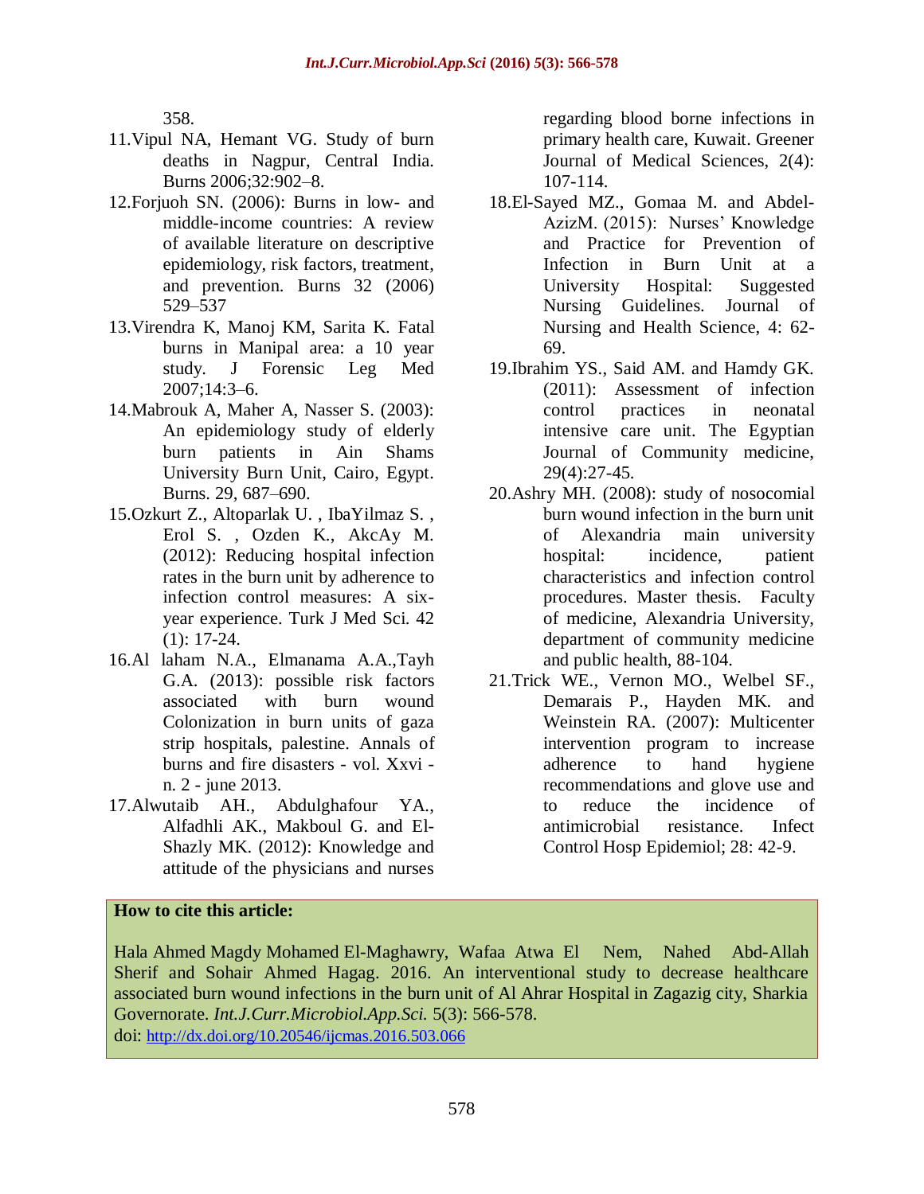358.

11. Vipul NA, Hemant VG. Study of burn deaths in Nagpur, Central India. Burns 2006;32:902–8.
12. Forjuoh SN. (2006): Burns in low- and middle-income countries: A review of available literature on descriptive epidemiology, risk factors, treatment, and prevention. Burns 32 (2006) 529–537
13. Virendra K, Manoj KM, Sarita K. Fatal burns in Manipal area: a 10 year study. J Forensic Leg Med 2007;14:3–6.
14. Mabrouk A, Maher A, Nasser S. (2003): An epidemiology study of elderly burn patients in Ain Shams University Burn Unit, Cairo, Egypt. Burns. 29, 687–690.
15. Ozkurt Z., Altoparlak U. , IbaYilmaz S. , Erol S. , Ozden K., AkcAy M. (2012): Reducing hospital infection rates in the burn unit by adherence to infection control measures: A six-year experience. Turk J Med Sci. 42 (1): 17-24.
16. Al laham N.A., Elmanama A.A.,Tayh G.A. (2013): possible risk factors associated with burn wound Colonization in burn units of gaza strip hospitals, palestine. Annals of burns and fire disasters - vol. Xxvi - n. 2 - june 2013.
17. Alwutaib AH., Abdulghafour YA., Alfadhli AK., Makboul G. and El-Shazly MK. (2012): Knowledge and attitude of the physicians and nurses regarding blood borne infections in primary health care, Kuwait. Greener Journal of Medical Sciences, 2(4): 107-114.
18. El-Sayed MZ., Gomaa M. and Abdel-AzizM. (2015): Nurses' Knowledge and Practice for Prevention of Infection in Burn Unit at a University Hospital: Suggested Nursing Guidelines. Journal of Nursing and Health Science, 4: 62-69.
19. Ibrahim YS., Said AM. and Hamdy GK. (2011): Assessment of infection control practices in neonatal intensive care unit. The Egyptian Journal of Community medicine, 29(4):27-45.
20. Ashry MH. (2008): study of nosocomial burn wound infection in the burn unit of Alexandria main university hospital: incidence, patient characteristics and infection control procedures. Master thesis. Faculty of medicine, Alexandria University, department of community medicine and public health, 88-104.
21. Trick WE., Vernon MO., Welbel SF., Demarais P., Hayden MK. and Weinstein RA. (2007): Multicenter intervention program to increase adherence to hand hygiene recommendations and glove use and to reduce the incidence of antimicrobial resistance. Infect Control Hosp Epidemiol; 28: 42-9.

**How to cite this article:**

Hala Ahmed Magdy Mohamed El-Maghawry, Wafaa Atwa El Nem, Nahed Abd-Allah Sherif and Sohair Ahmed Hagag. 2016. An interventional study to decrease healthcare associated burn wound infections in the burn unit of Al Ahrar Hospital in Zagazig city, Sharkia Governorate. *Int.J.Curr.Microbiol.App.Sci.* 5(3): 566-578.
doi: http://dx.doi.org/10.20546/ijcmas.2016.503.066